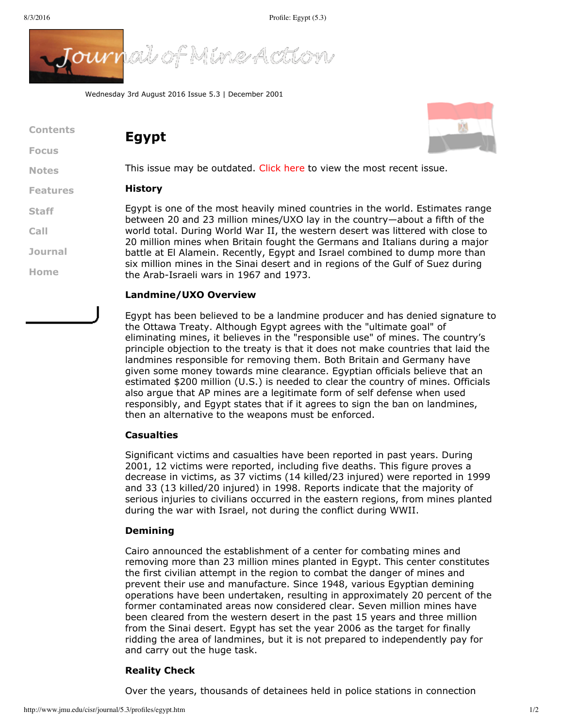Wednesday 3rd August 2016 Issue 5.3 | December 2001

Contents

Focus

Notes

Features

Staff

Call

Journal

Home

# Egypt

This issue may be outdated. Click here to view the most recent issue.

### History

Egypt is one of the most heavily mined countries in the world. Estimates range between 20 and 23 million mines/UXO lay in the country—about a fifth of the world total. During World War II, the western desert was littered with close to 20 million mines when Britain fought the Germans and Italians during a major battle at El Alamein. Recently, Egypt and Israel combined to dump more than six million mines in the Sinai desert and in regions of the Gulf of Suez during the Arab-Israeli wars in 1967 and 1973.

### Landmine/UXO Overview

Egypt has been believed to be a landmine producer and has denied signature to the Ottawa Treaty. Although Egypt agrees with the "ultimate goal" of eliminating mines, it believes in the "responsible use" of mines. The country's principle objection to the treaty is that it does not make countries that laid the landmines responsible for removing them. Both Britain and Germany have given some money towards mine clearance. Egyptian officials believe that an estimated $200 million (U.S.) is needed to clear the country of mines. Officials also argue that AP mines are a legitimate form of self defense when used responsibly, and Egypt states that if it agrees to sign the ban on landmines, then an alternative to the weapons must be enforced.

### Casualties

Significant victims and casualties have been reported in past years. During 2001, 12 victims were reported, including five deaths. This figure proves a decrease in victims, as 37 victims (14 killed/23 injured) were reported in 1999 and 33 (13 killed/20 injured) in 1998. Reports indicate that the majority of serious injuries to civilians occurred in the eastern regions, from mines planted during the war with Israel, not during the conflict during WWII.

### Demining

Cairo announced the establishment of a center for combating mines and removing more than 23 million mines planted in Egypt. This center constitutes the first civilian attempt in the region to combat the danger of mines and prevent their use and manufacture. Since 1948, various Egyptian demining operations have been undertaken, resulting in approximately 20 percent of the former contaminated areas now considered clear. Seven million mines have been cleared from the western desert in the past 15 years and three million from the Sinai desert. Egypt has set the year 2006 as the target for finally ridding the area of landmines, but it is not prepared to independently pay for and carry out the huge task.

### Reality Check

Over the years, thousands of detainees held in police stations in connection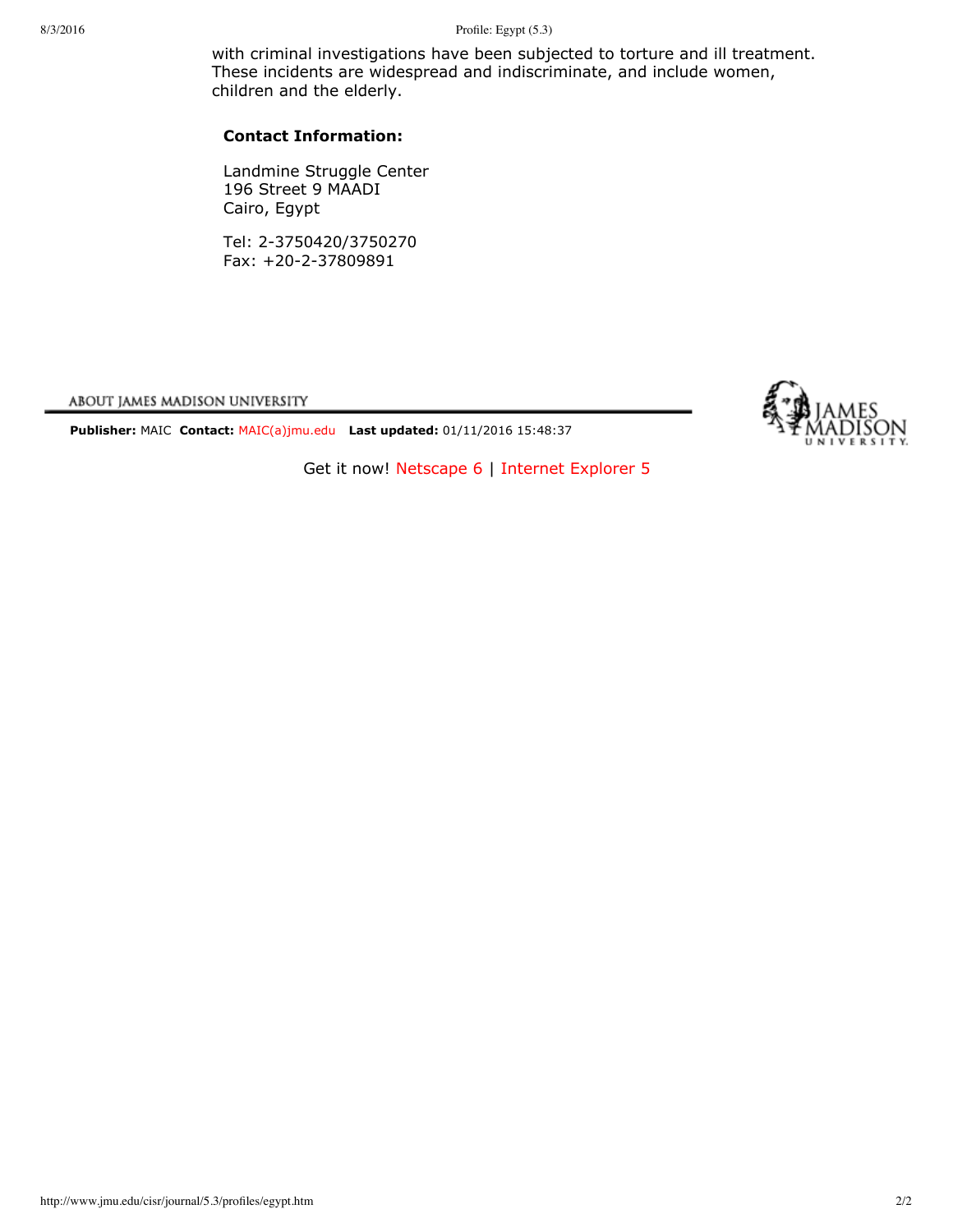with criminal investigations have been subjected to torture and ill treatment. These incidents are widespread and indiscriminate, and include women, children and the elderly.

**Contact Information:**

Landmine Struggle Center
196 Street 9 MAADI
Cairo, Egypt

Tel: 2-3750420/3750270
Fax: +20-2-37809891

ABOUT JAMES MADISON UNIVERSITY

**Publisher:** MAIC **Contact:** MAIC(a)jmu.edu **Last updated:** 01/11/2016 15:48:37

Get it now! Netscape 6 | Internet Explorer 5